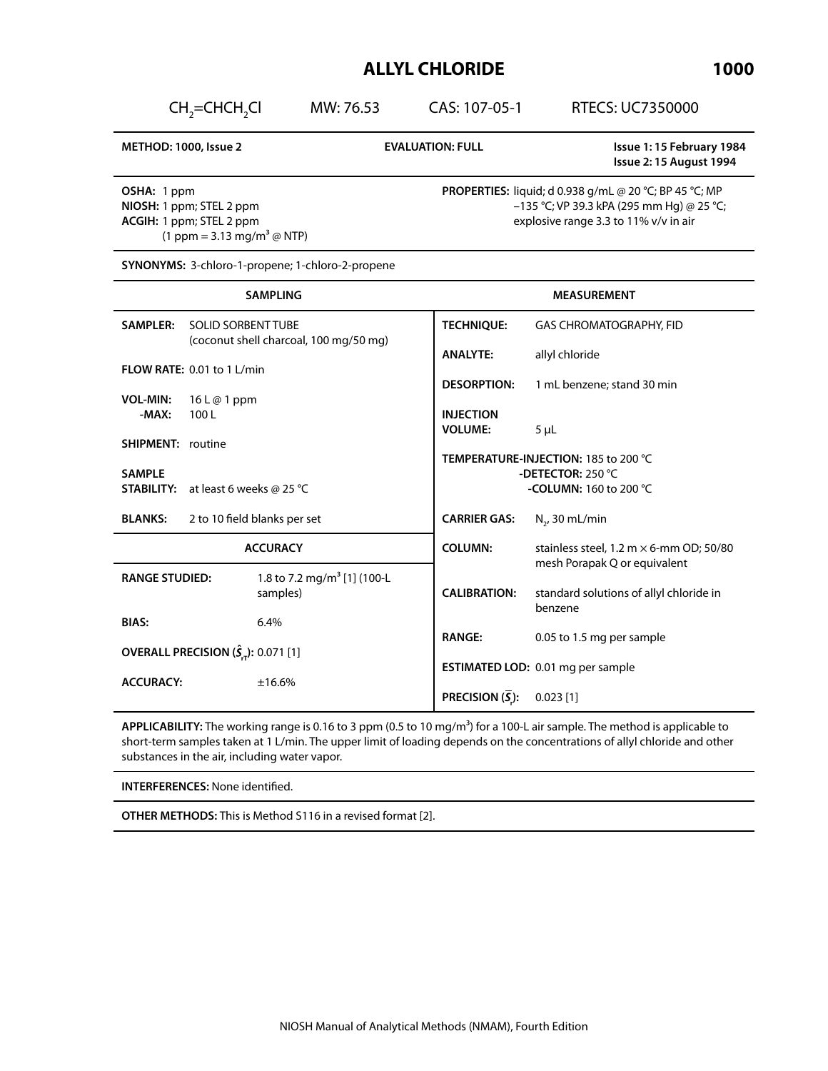# ALLYL CHLORIDE 1000

$CH_2$=$CHCH_2Cl$ MW: 76.53 CAS: 107-05-1 RTECS: UC7350000

**METHOD: 1000, Issue 2** **EVALUATION: FULL** **Issue 1: 15 February 1984**
**Issue 2: 15 August 1994**

**OSHA:** 1 ppm
**NIOSH:** 1 ppm; STEL 2 ppm
**ACGIH:** 1 ppm; STEL 2 ppm
(1 ppm = 3.13 mg/m³ @ NTP)

**PROPERTIES:** liquid; d 0.938 g/mL @ 20 °C; BP 45 °C; MP −135 °C; VP 39.3 kPA (295 mm Hg) @ 25 °C; explosive range 3.3 to 11% v/v in air

**SYNONYMS:** 3-chloro-1-propene; 1-chloro-2-propene

## SAMPLING

**SAMPLER:** SOLID SORBENT TUBE (coconut shell charcoal, 100 mg/50 mg)

**FLOW RATE:** 0.01 to 1 L/min

**VOL-MIN:** 16 L @ 1 ppm
**-MAX:** 100 L

**SHIPMENT:** routine

**SAMPLE STABILITY:** at least 6 weeks @ 25 °C

**BLANKS:** 2 to 10 field blanks per set

## ACCURACY

**RANGE STUDIED:** 1.8 to 7.2 mg/m³ [1] (100-L samples)

**BIAS:** 6.4%

**OVERALL PRECISION ($\hat{S}_{rT}$):** 0.071 [1]

**ACCURACY:** ±16.6%

## MEASUREMENT

**TECHNIQUE:** GAS CHROMATOGRAPHY, FID

**ANALYTE:** allyl chloride

**DESORPTION:** 1 mL benzene; stand 30 min

**INJECTION VOLUME:** 5 µL

**TEMPERATURE-INJECTION:** 185 to 200 °C
**-DETECTOR:** 250 °C
**-COLUMN:** 160 to 200 °C

**CARRIER GAS:** $N_2$, 30 mL/min

**COLUMN:** stainless steel, 1.2 m × 6-mm OD; 50/80 mesh Porapak Q or equivalent

**CALIBRATION:** standard solutions of allyl chloride in benzene

**RANGE:** 0.05 to 1.5 mg per sample

**ESTIMATED LOD:** 0.01 mg per sample

**PRECISION ($\bar{S}_r$):** 0.023 [1]

**APPLICABILITY:** The working range is 0.16 to 3 ppm (0.5 to 10 mg/m³) for a 100-L air sample. The method is applicable to short-term samples taken at 1 L/min. The upper limit of loading depends on the concentrations of allyl chloride and other substances in the air, including water vapor.

**INTERFERENCES:** None identified.

**OTHER METHODS:** This is Method S116 in a revised format [2].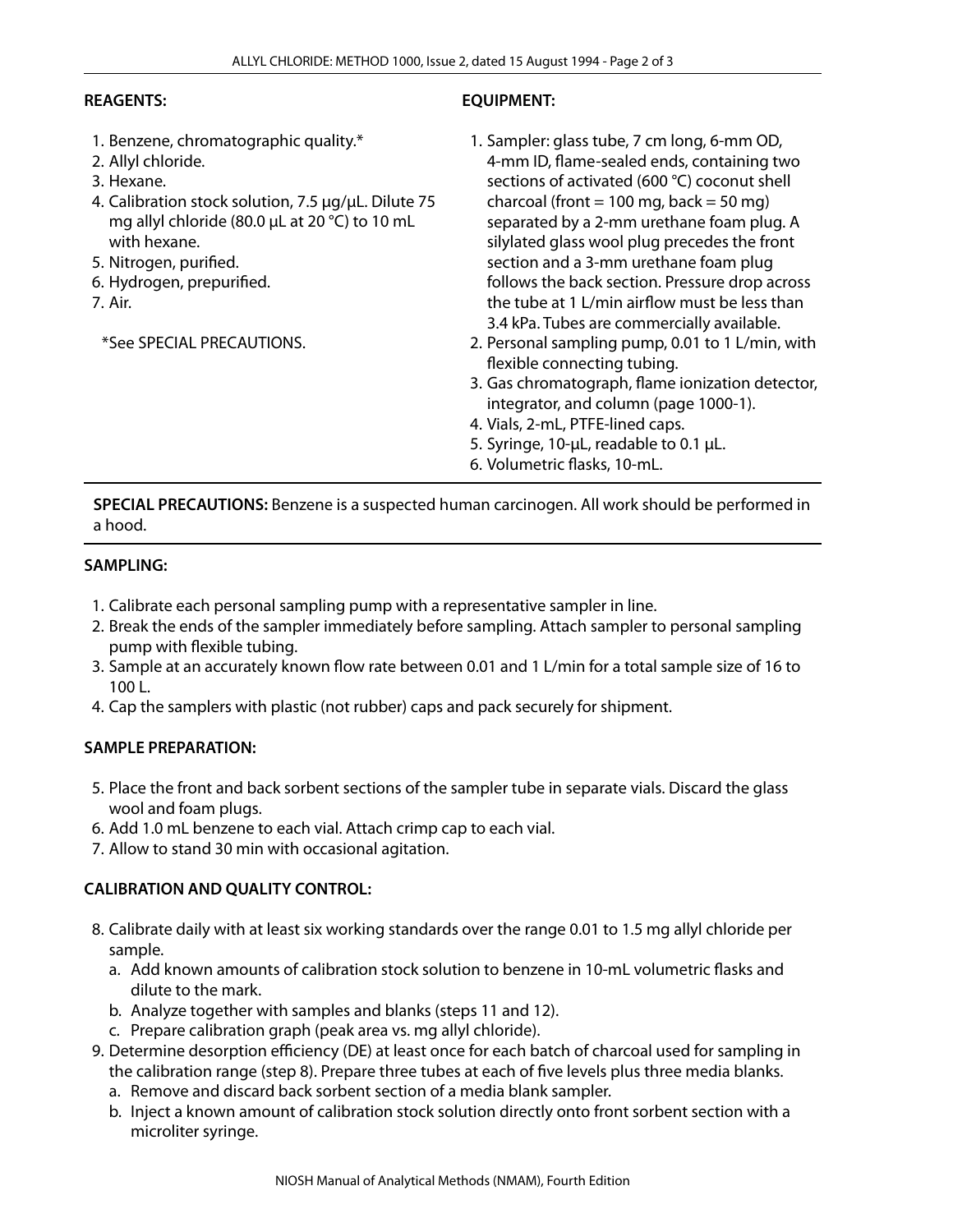**REAGENTS:**

1. Benzene, chromatographic quality.*
2. Allyl chloride.
3. Hexane.
4. Calibration stock solution, 7.5 µg/µL. Dilute 75 mg allyl chloride (80.0 µL at 20 °C) to 10 mL with hexane.
5. Nitrogen, purified.
6. Hydrogen, prepurified.
7. Air.

*See SPECIAL PRECAUTIONS.

**EQUIPMENT:**

1. Sampler: glass tube, 7 cm long, 6-mm OD, 4-mm ID, flame-sealed ends, containing two sections of activated (600 °C) coconut shell charcoal (front = 100 mg, back = 50 mg) separated by a 2-mm urethane foam plug. A silylated glass wool plug precedes the front section and a 3-mm urethane foam plug follows the back section. Pressure drop across the tube at 1 L/min airflow must be less than 3.4 kPa. Tubes are commercially available.
2. Personal sampling pump, 0.01 to 1 L/min, with flexible connecting tubing.
3. Gas chromatograph, flame ionization detector, integrator, and column (page 1000-1).
4. Vials, 2-mL, PTFE-lined caps.
5. Syringe, 10-µL, readable to 0.1 µL.
6. Volumetric flasks, 10-mL.

**SPECIAL PRECAUTIONS:** Benzene is a suspected human carcinogen. All work should be performed in a hood.

**SAMPLING:**

1. Calibrate each personal sampling pump with a representative sampler in line.
2. Break the ends of the sampler immediately before sampling. Attach sampler to personal sampling pump with flexible tubing.
3. Sample at an accurately known flow rate between 0.01 and 1 L/min for a total sample size of 16 to 100 L.
4. Cap the samplers with plastic (not rubber) caps and pack securely for shipment.

**SAMPLE PREPARATION:**

5. Place the front and back sorbent sections of the sampler tube in separate vials. Discard the glass wool and foam plugs.
6. Add 1.0 mL benzene to each vial. Attach crimp cap to each vial.
7. Allow to stand 30 min with occasional agitation.

**CALIBRATION AND QUALITY CONTROL:**

8. Calibrate daily with at least six working standards over the range 0.01 to 1.5 mg allyl chloride per sample.
   a. Add known amounts of calibration stock solution to benzene in 10-mL volumetric flasks and dilute to the mark.
   b. Analyze together with samples and blanks (steps 11 and 12).
   c. Prepare calibration graph (peak area vs. mg allyl chloride).
9. Determine desorption efficiency (DE) at least once for each batch of charcoal used for sampling in the calibration range (step 8). Prepare three tubes at each of five levels plus three media blanks.
   a. Remove and discard back sorbent section of a media blank sampler.
   b. Inject a known amount of calibration stock solution directly onto front sorbent section with a microliter syringe.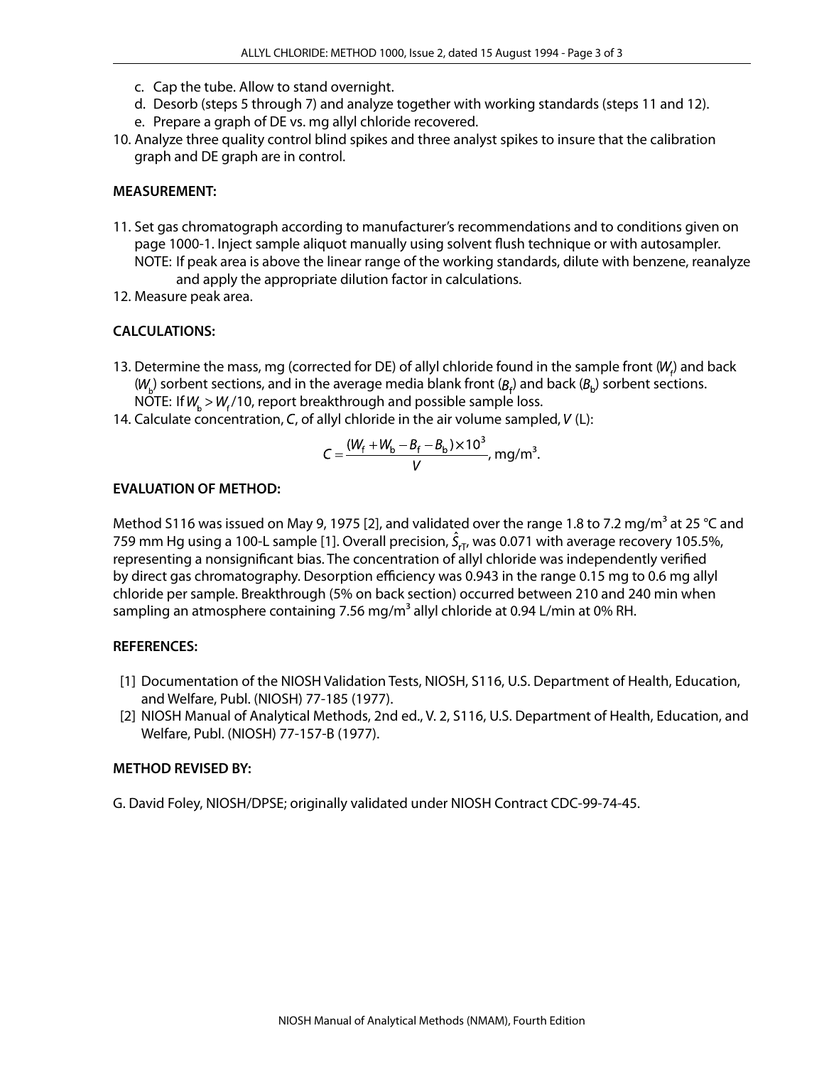c. Cap the tube. Allow to stand overnight.
d. Desorb (steps 5 through 7) and analyze together with working standards (steps 11 and 12).
e. Prepare a graph of DE vs. mg allyl chloride recovered.

10. Analyze three quality control blind spikes and three analyst spikes to insure that the calibration graph and DE graph are in control.

## MEASUREMENT:

11. Set gas chromatograph according to manufacturer's recommendations and to conditions given on page 1000-1. Inject sample aliquot manually using solvent flush technique or with autosampler.
    NOTE: If peak area is above the linear range of the working standards, dilute with benzene, reanalyze and apply the appropriate dilution factor in calculations.
12. Measure peak area.

## CALCULATIONS:

13. Determine the mass, mg (corrected for DE) of allyl chloride found in the sample front ($W_f$) and back ($W_b$) sorbent sections, and in the average media blank front ($B_f$) and back ($B_b$) sorbent sections.
    NOTE: If $W_b > W_f/10$, report breakthrough and possible sample loss.
14. Calculate concentration, $C$, of allyl chloride in the air volume sampled, $V$ (L):

$$C = \frac{(W_f + W_b - B_f - B_b) \times 10^3}{V}, \text{ mg/m}^3.$$

## EVALUATION OF METHOD:

Method S116 was issued on May 9, 1975 [2], and validated over the range 1.8 to 7.2 mg/m$^3$ at 25 °C and 759 mm Hg using a 100-L sample [1]. Overall precision, $\hat{S}_{rT}$, was 0.071 with average recovery 105.5%, representing a nonsignificant bias. The concentration of allyl chloride was independently verified by direct gas chromatography. Desorption efficiency was 0.943 in the range 0.15 mg to 0.6 mg allyl chloride per sample. Breakthrough (5% on back section) occurred between 210 and 240 min when sampling an atmosphere containing 7.56 mg/m$^3$ allyl chloride at 0.94 L/min at 0% RH.

## REFERENCES:

[1] Documentation of the NIOSH Validation Tests, NIOSH, S116, U.S. Department of Health, Education, and Welfare, Publ. (NIOSH) 77-185 (1977).

[2] NIOSH Manual of Analytical Methods, 2nd ed., V. 2, S116, U.S. Department of Health, Education, and Welfare, Publ. (NIOSH) 77-157-B (1977).

## METHOD REVISED BY:

G. David Foley, NIOSH/DPSE; originally validated under NIOSH Contract CDC-99-74-45.